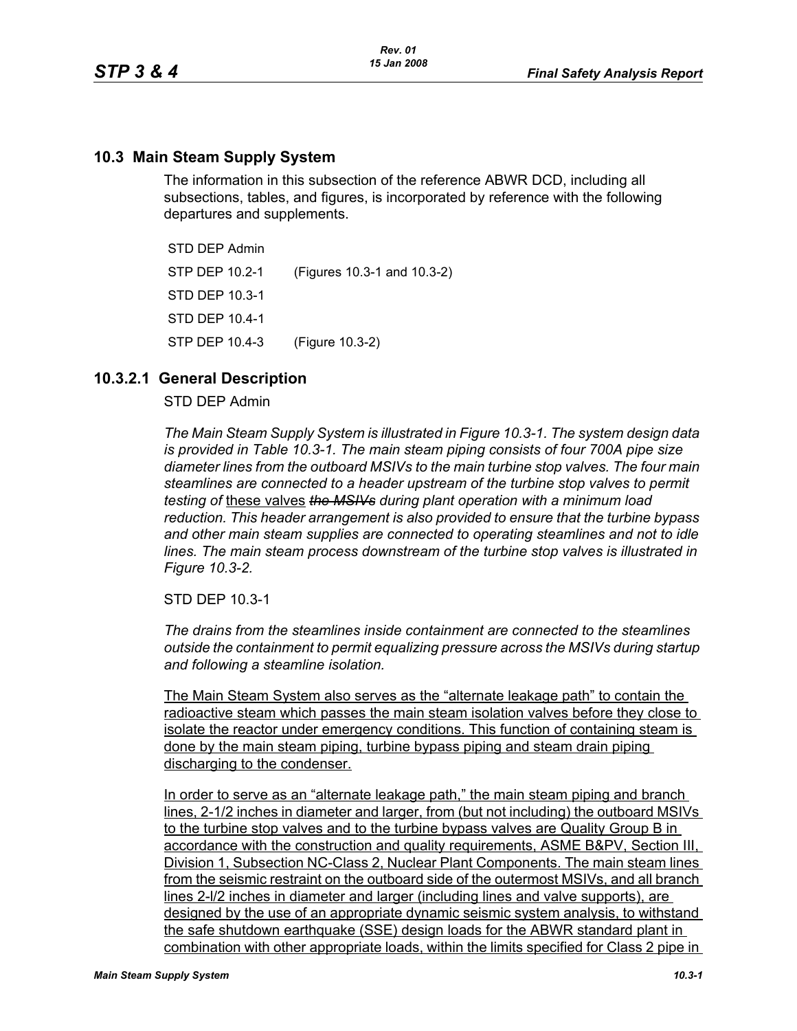## 10.3 Main Steam Supply System

The information in this subsection of the reference ABWR DCD, including all subsections, tables, and figures, is incorporated by reference with the following departures and supplements.

STD DEP Admin

STP DEP 10.2-1 (Figures 10.3-1 and 10.3-2)

STD DEP 10.3-1

STD DEP 10.4-1

STP DEP 10.4-3 (Figure 10.3-2)

## 10.3.2.1 General Description

STD DEP Admin

*The Main Steam Supply System is illustrated in Figure 10.3-1. The system design data is provided in Table 10.3-1. The main steam piping consists of four 700A pipe size diameter lines from the outboard MSIVs to the main turbine stop valves. The four main steamlines are connected to a header upstream of the turbine stop valves to permit testing of* <u>these valves</u> ~~*the MSIVs*~~ *during plant operation with a minimum load reduction. This header arrangement is also provided to ensure that the turbine bypass and other main steam supplies are connected to operating steamlines and not to idle lines. The main steam process downstream of the turbine stop valves is illustrated in Figure 10.3-2.*

STD DEP 10.3-1

*The drains from the steamlines inside containment are connected to the steamlines outside the containment to permit equalizing pressure across the MSIVs during startup and following a steamline isolation.*

<u>The Main Steam System also serves as the “alternate leakage path” to contain the radioactive steam which passes the main steam isolation valves before they close to isolate the reactor under emergency conditions. This function of containing steam is done by the main steam piping, turbine bypass piping and steam drain piping discharging to the condenser.</u>

<u>In order to serve as an “alternate leakage path,” the main steam piping and branch lines, 2-1/2 inches in diameter and larger, from (but not including) the outboard MSIVs to the turbine stop valves and to the turbine bypass valves are Quality Group B in accordance with the construction and quality requirements, ASME B&PV, Section III, Division 1, Subsection NC-Class 2, Nuclear Plant Components. The main steam lines from the seismic restraint on the outboard side of the outermost MSIVs, and all branch lines 2-l/2 inches in diameter and larger (including lines and valve supports), are designed by the use of an appropriate dynamic seismic system analysis, to withstand the safe shutdown earthquake (SSE) design loads for the ABWR standard plant in combination with other appropriate loads, within the limits specified for Class 2 pipe in</u>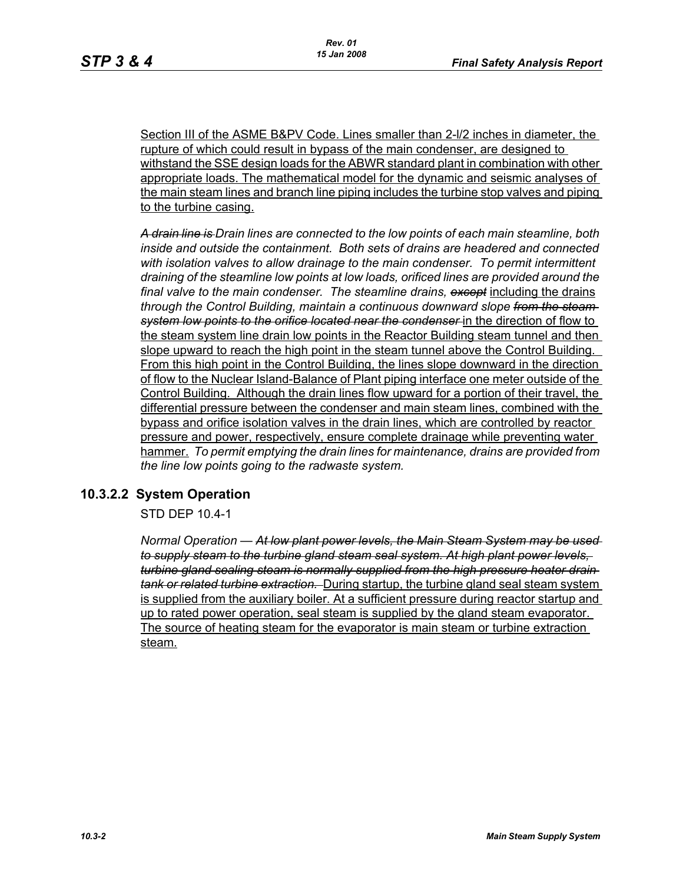Section III of the ASME B&PV Code. Lines smaller than 2-l/2 inches in diameter, the rupture of which could result in bypass of the main condenser, are designed to withstand the SSE design loads for the ABWR standard plant in combination with other appropriate loads. The mathematical model for the dynamic and seismic analyses of the main steam lines and branch line piping includes the turbine stop valves and piping to the turbine casing.

~~*A drain line is*~~ *Drain lines are connected to the low points of each main steamline, both inside and outside the containment. Both sets of drains are headered and connected with isolation valves to allow drainage to the main condenser. To permit intermittent draining of the steamline low points at low loads, orificed lines are provided around the final valve to the main condenser. The steamline drains,* ~~*except*~~ including the drains *through the Control Building, maintain a continuous downward slope* ~~*from the steam system low points to the orifice located near the condenser*~~ in the direction of flow to the steam system line drain low points in the Reactor Building steam tunnel and then slope upward to reach the high point in the steam tunnel above the Control Building. From this high point in the Control Building, the lines slope downward in the direction of flow to the Nuclear Island-Balance of Plant piping interface one meter outside of the Control Building. Although the drain lines flow upward for a portion of their travel, the differential pressure between the condenser and main steam lines, combined with the bypass and orifice isolation valves in the drain lines, which are controlled by reactor pressure and power, respectively, ensure complete drainage while preventing water hammer. *To permit emptying the drain lines for maintenance, drains are provided from the line low points going to the radwaste system.*

### 10.3.2.2 System Operation

STD DEP 10.4-1

*Normal Operation —* ~~*At low plant power levels, the Main Steam System may be used to supply steam to the turbine gland steam seal system. At high plant power levels, turbine gland sealing steam is normally supplied from the high pressure heater drain tank or related turbine extraction.*~~ During startup, the turbine gland seal steam system is supplied from the auxiliary boiler. At a sufficient pressure during reactor startup and up to rated power operation, seal steam is supplied by the gland steam evaporator. The source of heating steam for the evaporator is main steam or turbine extraction steam.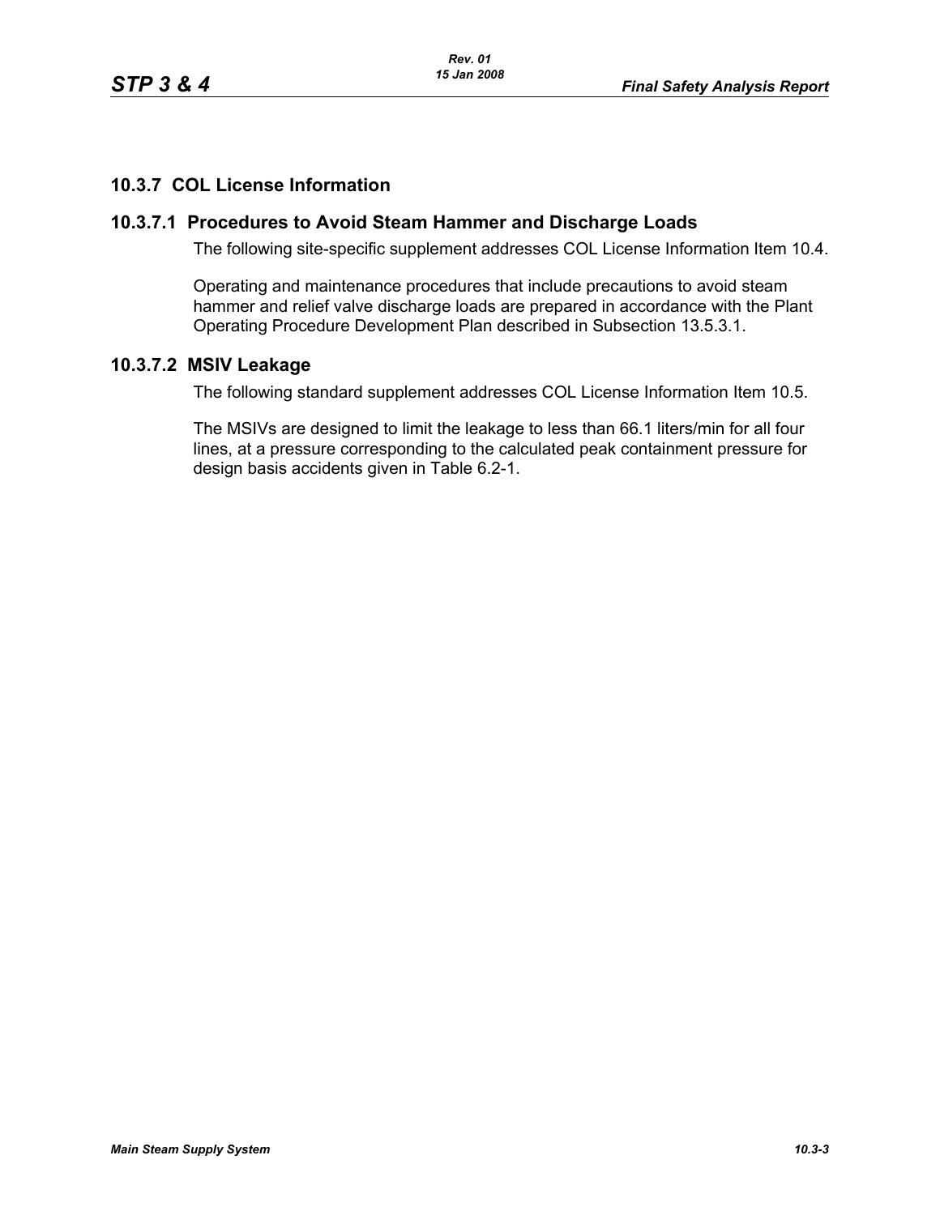## 10.3.7 COL License Information

### 10.3.7.1 Procedures to Avoid Steam Hammer and Discharge Loads

The following site-specific supplement addresses COL License Information Item 10.4.

Operating and maintenance procedures that include precautions to avoid steam hammer and relief valve discharge loads are prepared in accordance with the Plant Operating Procedure Development Plan described in Subsection 13.5.3.1.

### 10.3.7.2 MSIV Leakage

The following standard supplement addresses COL License Information Item 10.5.

The MSIVs are designed to limit the leakage to less than 66.1 liters/min for all four lines, at a pressure corresponding to the calculated peak containment pressure for design basis accidents given in Table 6.2-1.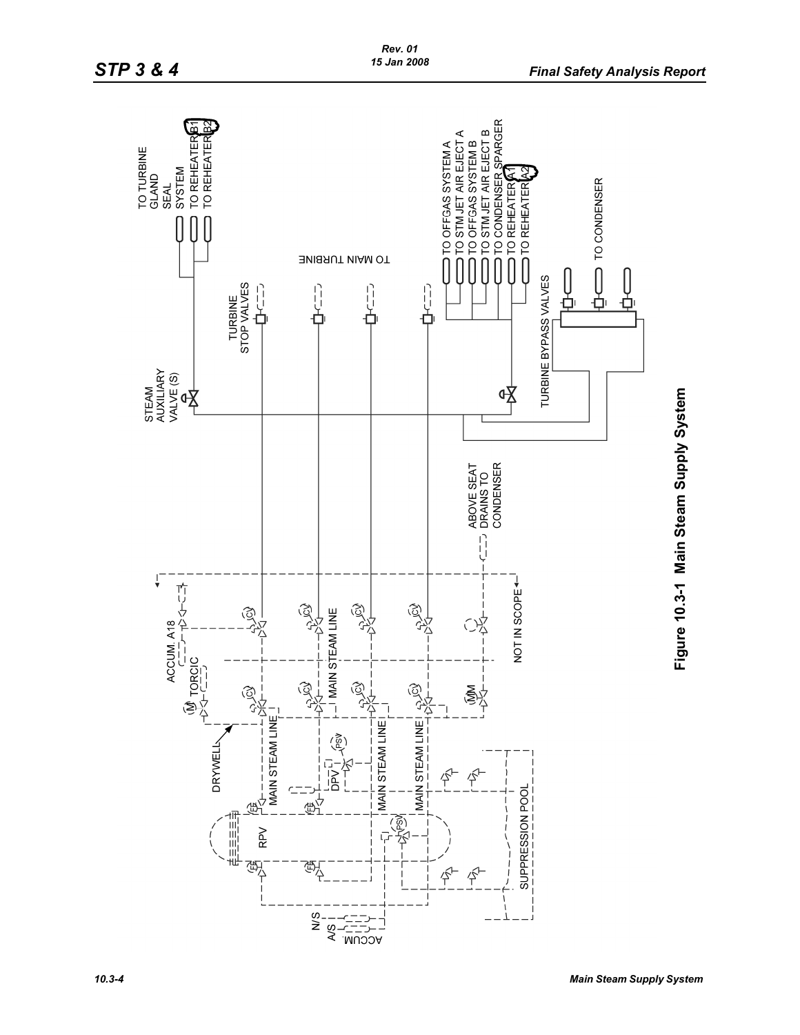Figure 10.3-1 Main Steam Supply System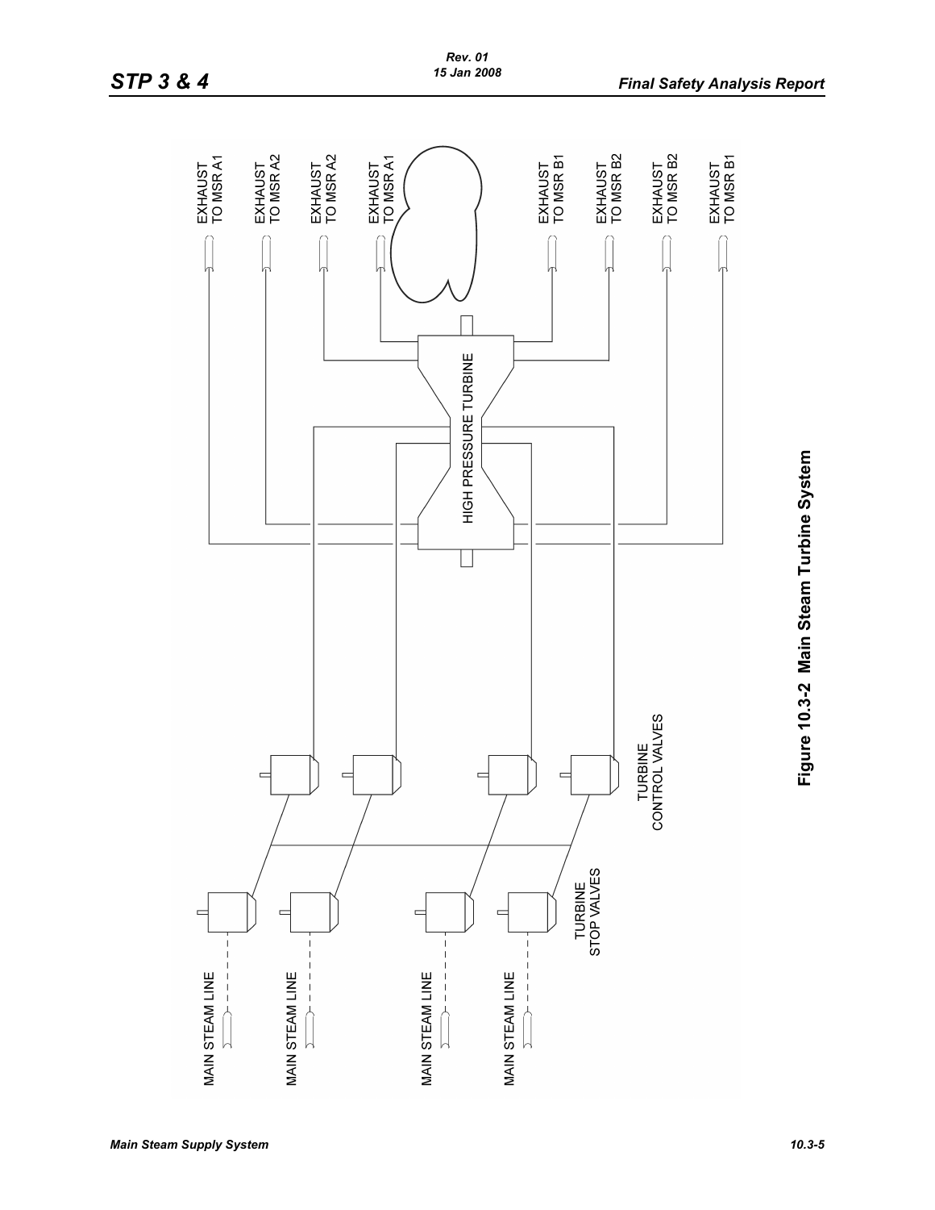Figure 10.3-2 Main Steam Turbine System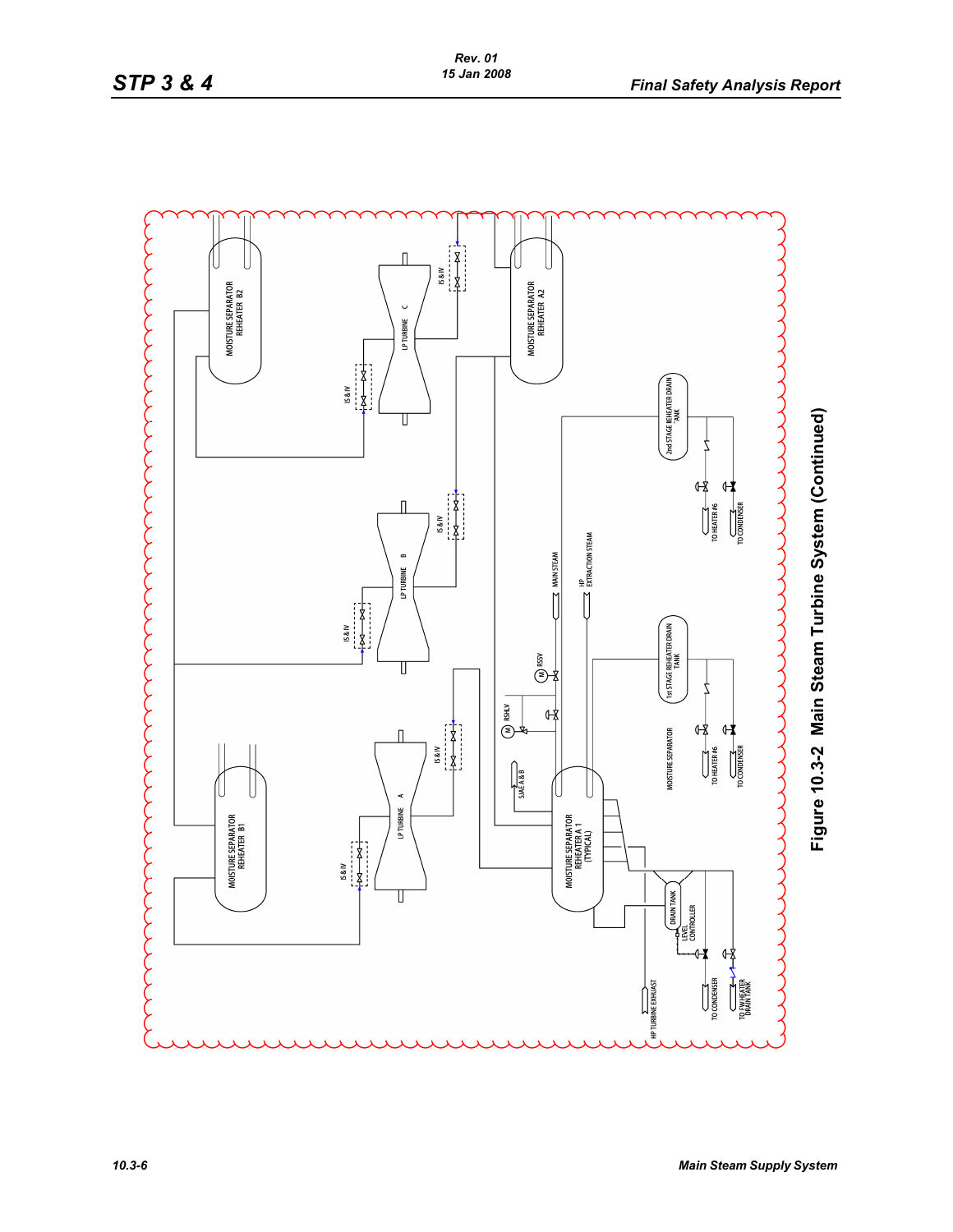MOISTURE SEPARATOR REHEATER B2

IS & IV

LP TURBINE C

IS & IV

MOISTURE SEPARATOR REHEATER A2

2nd STAGE REHEATER DRAIN TANK

TO HEATER #6

TO CONDENSER

IS & IV

LP TURBINE B

IS & IV

MAIN STEAM

HP EXTRACTION STEAM

1st STAGE REHEATER DRAIN TANK

RSSV

RSHLV

MOISTURE SEPARATOR

TO HEATER #6

TO CONDENSER

MOISTURE SEPARATOR REHEATER B1

IS & IV

LP TURBINE A

IS & IV

SJAE A & B

MOISTURE SEPARATOR REHEATER A 1 (TYPICAL)

DRAIN TANK

LEVEL CONTROLLER

HP TURBINE EXHAUST

TO CONDENSER

TO FW HEATER DRAIN TANK

**Figure 10.3-2 Main Steam Turbine System (Continued)**